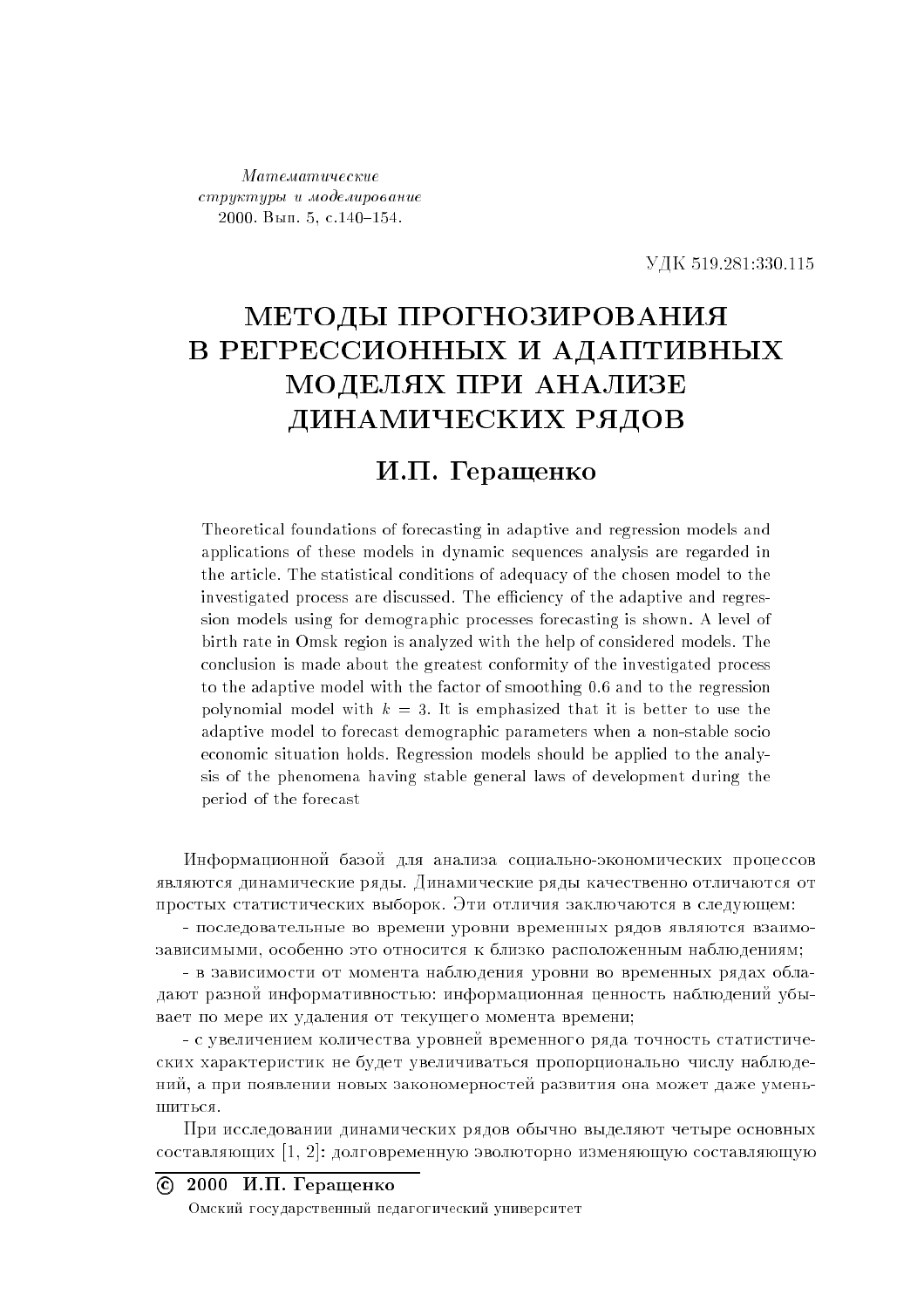*Математические структуры и моделирование*
2000. Вып. 5, с.140–154.

УДК 519.281:330.115

# МЕТОДЫ ПРОГНОЗИРОВАНИЯ В РЕГРЕССИОННЫХ И АДАПТИВНЫХ МОДЕЛЯХ ПРИ АНАЛИЗЕ ДИНАМИЧЕСКИХ РЯДОВ

## И.П. Геращенко

Theoretical foundations of forecasting in adaptive and regression models and applications of these models in dynamic sequences analysis are regarded in the article. The statistical conditions of adequacy of the chosen model to the investigated process are discussed. The efficiency of the adaptive and regression models using for demographic processes forecasting is shown. A level of birth rate in Omsk region is analyzed with the help of considered models. The conclusion is made about the greatest conformity of the investigated process to the adaptive model with the factor of smoothing 0.6 and to the regression polynomial model with $k = 3$. It is emphasized that it is better to use the adaptive model to forecast demographic parameters when a non-stable socio economic situation holds. Regression models should be applied to the analysis of the phenomena having stable general laws of development during the period of the forecast

Информационной базой для анализа социально-экономических процессов являются динамические ряды. Динамические ряды качественно отличаются от простых статистических выборок. Эти отличия заключаются в следующем:

- последовательные во времени уровни временных рядов являются взаимозависимыми, особенно это относится к близко расположенным наблюдениям;

- в зависимости от момента наблюдения уровни во временных рядах обладают разной информативностью: информационная ценность наблюдений убывает по мере их удаления от текущего момента времени;

- с увеличением количества уровней временного ряда точность статистических характеристик не будет увеличиваться пропорционально числу наблюдений, а при появлении новых закономерностей развития она может даже уменьшиться.

При исследовании динамических рядов обычно выделяют четыре основных составляющих [1, 2]: долговременную эволюторно изменяющую составляющую

© 2000 **И.П. Геращенко**

Омский государственный педагогический университет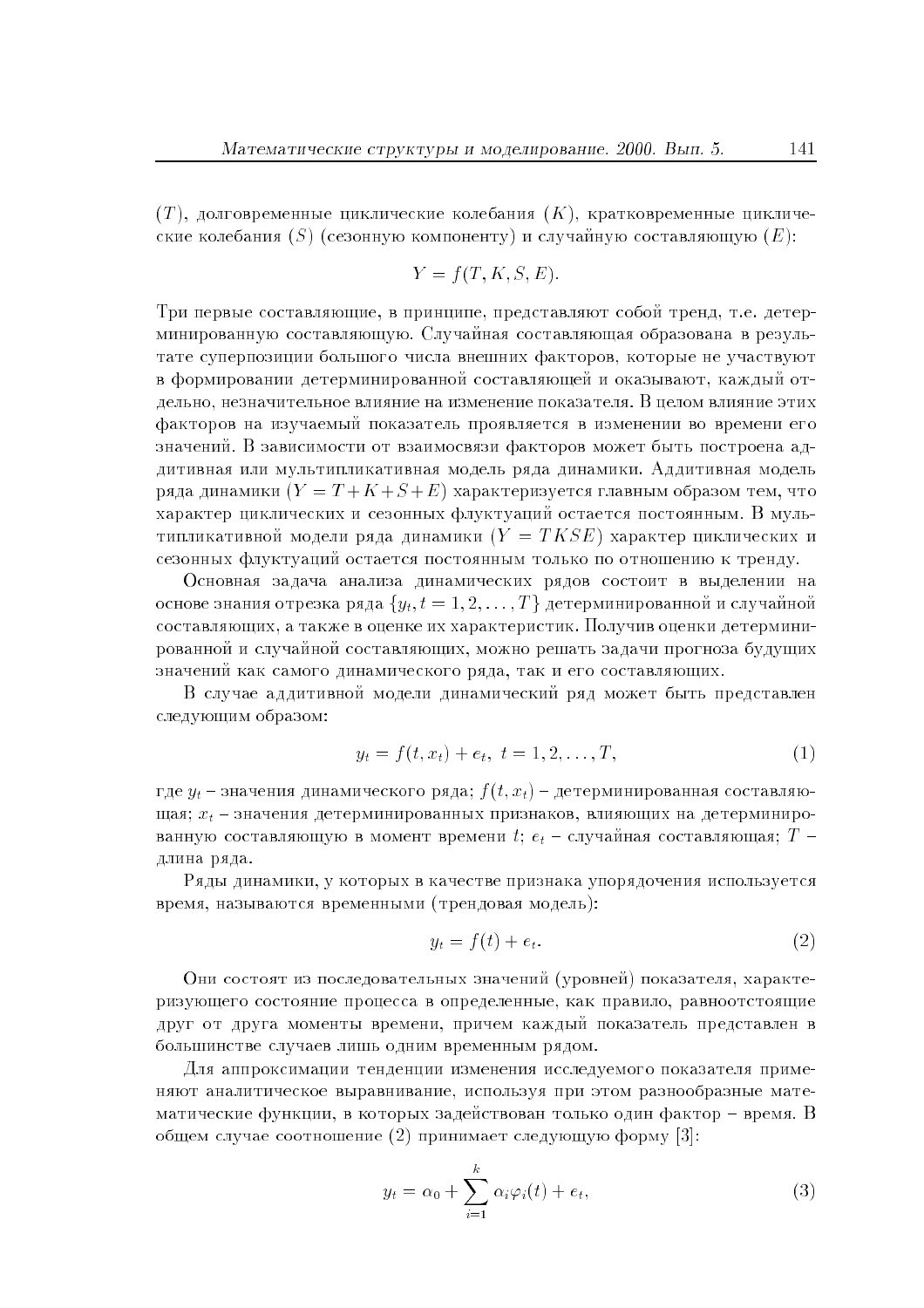$(T)$, долговременные циклические колебания $(K)$, кратковременные циклические колебания $(S)$ (сезонную компоненту) и случайную составляющую $(E)$:

$$Y = f(T, K, S, E).$$

Три первые составляющие, в принципе, представляют собой тренд, т.е. детерминированную составляющую. Случайная составляющая образована в результате суперпозиции большого числа внешних факторов, которые не участвуют в формировании детерминированной составляющей и оказывают, каждый отдельно, незначительное влияние на изменение показателя. В целом влияние этих факторов на изучаемый показатель проявляется в изменении во времени его значений. В зависимости от взаимосвязи факторов может быть построена аддитивная или мультипликативная модель ряда динамики. Аддитивная модель ряда динамики ($Y = T + K + S + E$) характеризуется главным образом тем, что характер циклических и сезонных флуктуаций остается постоянным. В мультипликативной модели ряда динамики ($Y = TKSE$) характер циклических и сезонных флуктуаций остается постоянным только по отношению к тренду.

Основная задача анализа динамических рядов состоит в выделении на основе знания отрезка ряда $\{y_t, t = 1, 2, \ldots, T\}$ детерминированной и случайной составляющих, а также в оценке их характеристик. Получив оценки детерминированной и случайной составляющих, можно решать задачи прогноза будущих значений как самого динамического ряда, так и его составляющих.

В случае аддитивной модели динамический ряд может быть представлен следующим образом:

$$y_t = f(t, x_t) + e_t, \; t = 1, 2, \ldots, T, \tag{1}$$

где $y_t$ – значения динамического ряда; $f(t, x_t)$ – детерминированная составляющая; $x_t$ – значения детерминированных признаков, влияющих на детерминированную составляющую в момент времени $t$; $e_t$ – случайная составляющая; $T$ – длина ряда.

Ряды динамики, у которых в качестве признака упорядочения используется время, называются временными (трендовая модель):

$$y_t = f(t) + e_t. \tag{2}$$

Они состоят из последовательных значений (уровней) показателя, характеризующего состояние процесса в определенные, как правило, равноотстоящие друг от друга моменты времени, причем каждый показатель представлен в большинстве случаев лишь одним временным рядом.

Для аппроксимации тенденции изменения исследуемого показателя применяют аналитическое выравнивание, используя при этом разнообразные математические функции, в которых задействован только один фактор – время. В общем случае соотношение (2) принимает следующую форму [3]:

$$y_t = \alpha_0 + \sum_{i=1}^{k} \alpha_i \varphi_i(t) + e_t, \tag{3}$$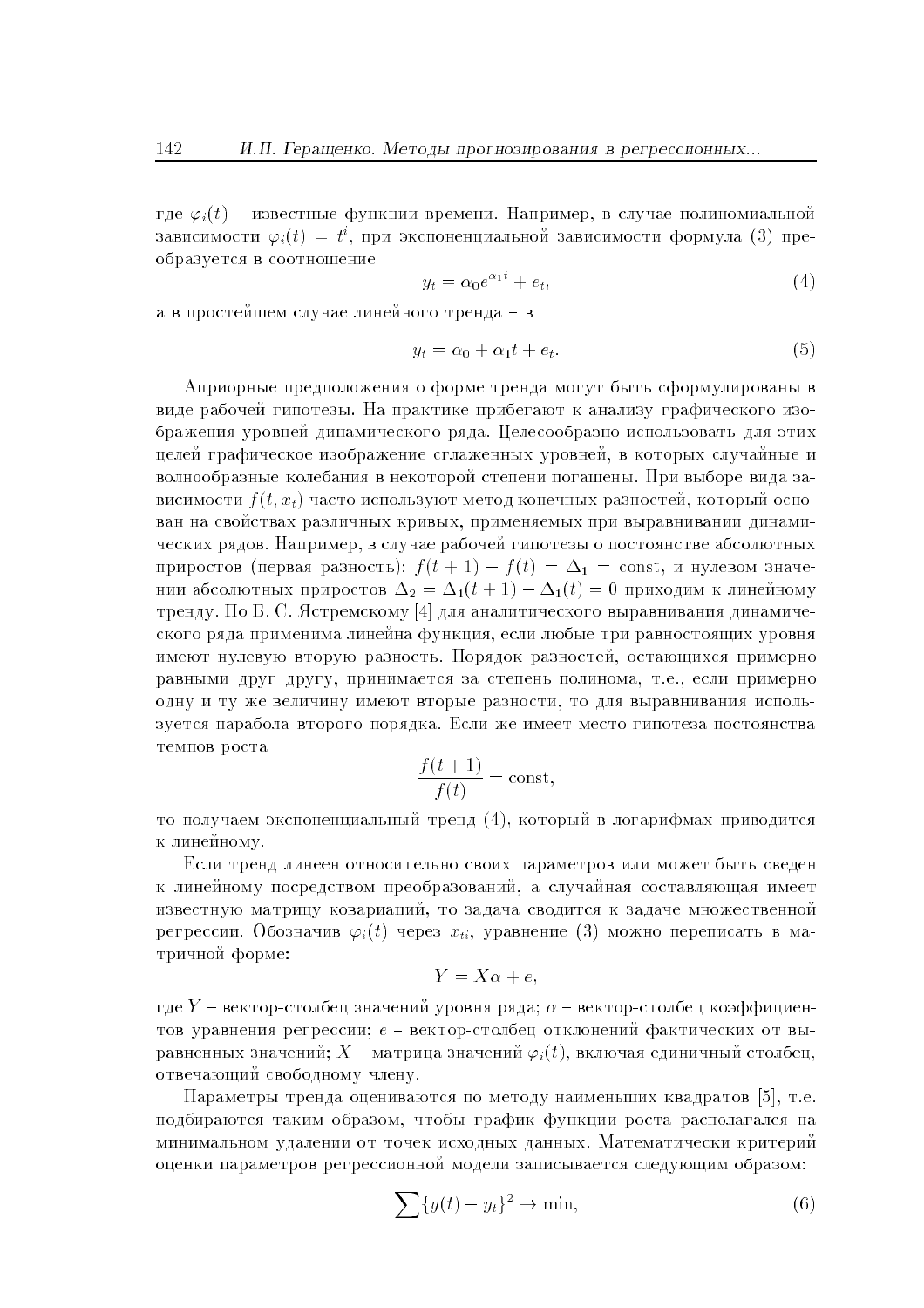где $\varphi_i(t)$ – известные функции времени. Например, в случае полиномиальной зависимости $\varphi_i(t) = t^i$, при экспоненциальной зависимости формула (3) преобразуется в соотношение

$$y_t = \alpha_0 e^{\alpha_1 t} + e_t, \tag{4}$$

а в простейшем случае линейного тренда – в

$$y_t = \alpha_0 + \alpha_1 t + e_t. \tag{5}$$

Априорные предположения о форме тренда могут быть сформулированы в виде рабочей гипотезы. На практике прибегают к анализу графического изображения уровней динамического ряда. Целесообразно использовать для этих целей графическое изображение сглаженных уровней, в которых случайные и волнообразные колебания в некоторой степени погашены. При выборе вида зависимости $f(t, x_t)$ часто используют метод конечных разностей, который основан на свойствах различных кривых, применяемых при выравнивании динамических рядов. Например, в случае рабочей гипотезы о постоянстве абсолютных приростов (первая разность): $f(t+1) - f(t) = \Delta_1 = \text{const}$, и нулевом значении абсолютных приростов $\Delta_2 = \Delta_1(t+1) - \Delta_1(t) = 0$ приходим к линейному тренду. По Б. С. Ястремскому [4] для аналитического выравнивания динамического ряда применима линейна функция, если любые три равностоящих уровня имеют нулевую вторую разность. Порядок разностей, остающихся примерно равными друг другу, принимается за степень полинома, т.е., если примерно одну и ту же величину имеют вторые разности, то для выравнивания используется парабола второго порядка. Если же имеет место гипотеза постоянства темпов роста

$$\frac{f(t+1)}{f(t)} = \text{const},$$

то получаем экспоненциальный тренд (4), который в логарифмах приводится к линейному.

Если тренд линеен относительно своих параметров или может быть сведен к линейному посредством преобразований, а случайная составляющая имеет известную матрицу коварияций, то задача сводится к задаче множественной регрессии. Обозначив $\varphi_i(t)$ через $x_{ti}$, уравнение (3) можно переписать в матричной форме:

$$Y = X\alpha + e,$$

где $Y$ – вектор-столбец значений уровня ряда; $\alpha$ – вектор-столбец коэффициентов уравнения регрессии; $e$ – вектор-столбец отклонений фактических от выравненных значений; $X$ – матрица значений $\varphi_i(t)$, включая единичный столбец, отвечающий свободному члену.

Параметры тренда оцениваются по методу наименьших квадратов [5], т.е. подбираются таким образом, чтобы график функции роста располагался на минимальном удалении от точек исходных данных. Математически критерий оценки параметров регрессионной модели записывается следующим образом:

$$\sum \{y(t) - y_t\}^2 \to \min, \tag{6}$$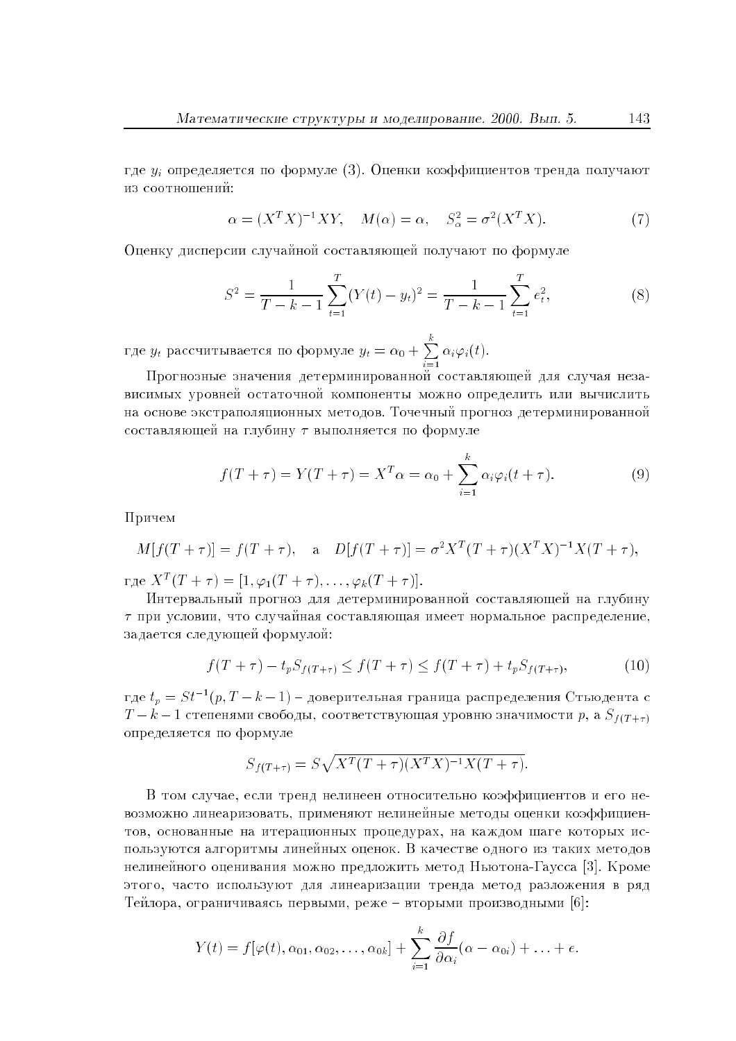где $y_i$ определяется по формуле (3). Оценки коэффициентов тренда получают из соотношений:

$$\alpha = (X^T X)^{-1} XY, \quad M(\alpha) = \alpha, \quad S_\alpha^2 = \sigma^2 (X^T X). \tag{7}$$

Оценку дисперсии случайной составляющей получают по формуле

$$S^2 = \frac{1}{T-k-1} \sum_{t=1}^{T} (Y(t) - y_t)^2 = \frac{1}{T-k-1} \sum_{t=1}^{T} e_t^2, \tag{8}$$

где $y_t$ рассчитывается по формуле $y_t = \alpha_0 + \sum\limits_{i=1}^{k} \alpha_i \varphi_i(t)$.

Прогнозные значения детерминированной составляющей для случая независимых уровней остаточной компоненты можно определить или вычислить на основе экстраполяционных методов. Точечный прогноз детерминированной составляющей на глубину $\tau$ выполняется по формуле

$$f(T+\tau) = Y(T+\tau) = X^T \alpha = \alpha_0 + \sum_{i=1}^{k} \alpha_i \varphi_i(t+\tau). \tag{9}$$

Причем

$$M[f(T+\tau)] = f(T+\tau), \quad \text{а} \quad D[f(T+\tau)] = \sigma^2 X^T(T+\tau)(X^T X)^{-1} X(T+\tau),$$

где $X^T(T+\tau) = [1, \varphi_1(T+\tau), \ldots, \varphi_k(T+\tau)]$.

Интервальный прогноз для детерминированной составляющей на глубину $\tau$ при условии, что случайная составляющая имеет нормальное распределение, задается следующей формулой:

$$f(T+\tau) - t_p S_{f(T+\tau)} \leq f(T+\tau) \leq f(T+\tau) + t_p S_{f(T+\tau)}, \tag{10}$$

где $t_p = St^{-1}(p, T-k-1)$ – доверительная граница распределения Стьюдента с $T-k-1$ степенями свободы, соответствующая уровню значимости $p$, а $S_{f(T+\tau)}$ определяется по формуле

$$S_{f(T+\tau)} = S\sqrt{X^T(T+\tau)(X^T X)^{-1} X(T+\tau)}.$$

В том случае, если тренд нелинеен относительно коэффициентов и его невозможно линеаризовать, применяют нелинейные методы оценки коэффициентов, основанные на итерационных процедурах, на каждом шаге которых используются алгоритмы линейных оценок. В качестве одного из таких методов нелинейного оценивания можно предложить метод Ньютона-Гаусса [3]. Кроме этого, часто используют для линеаризации тренда метод разложения в ряд Тейлора, ограничиваясь первыми, реже – вторыми производными [6]:

$$Y(t) = f[\varphi(t), \alpha_{01}, \alpha_{02}, \ldots, \alpha_{0k}] + \sum_{i=1}^{k} \frac{\partial f}{\partial \alpha_i}(\alpha - \alpha_{0i}) + \ldots + e.$$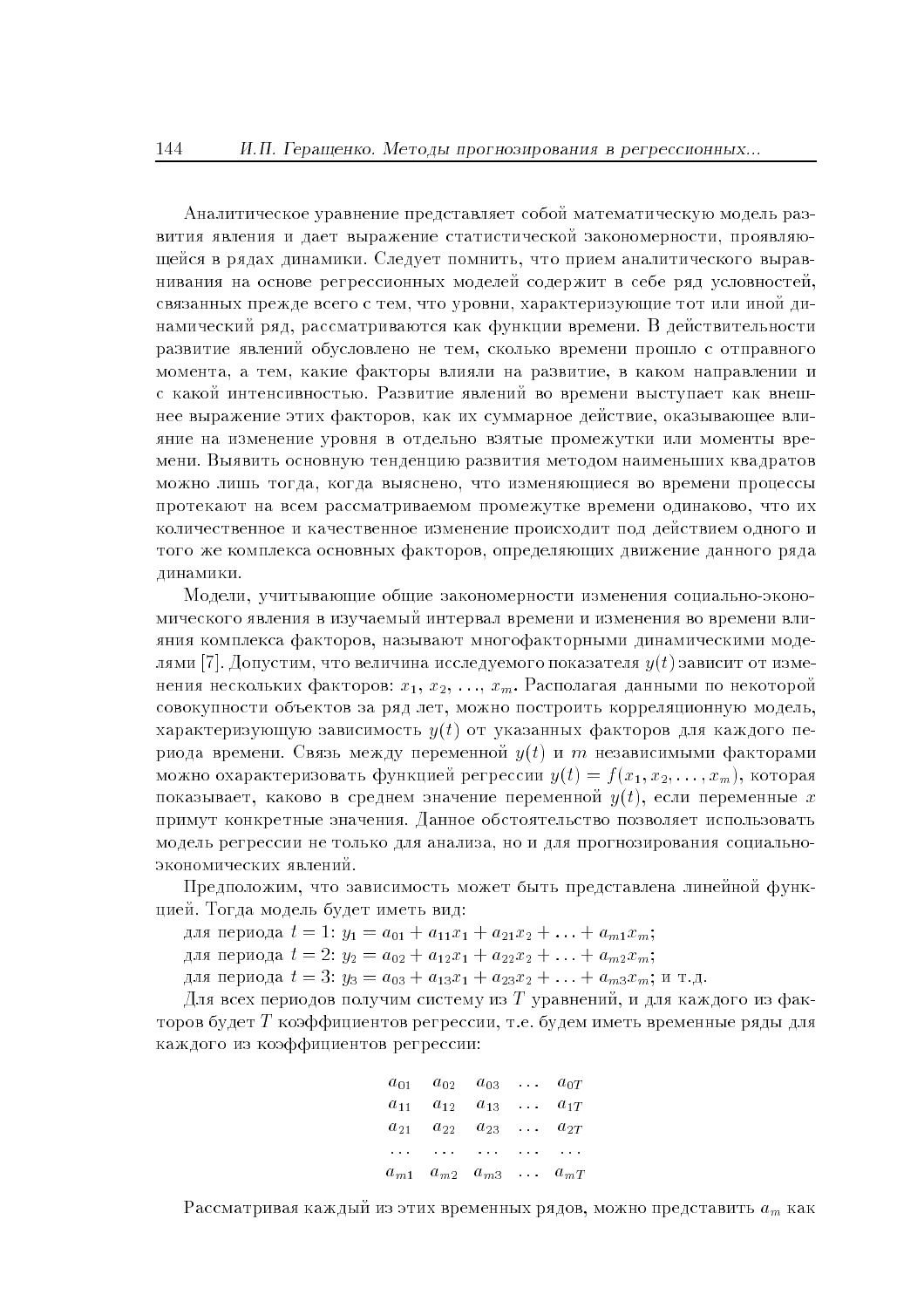Аналитическое уравнение представляет собой математическую модель развития явления и дает выражение статистической закономерности, проявляющейся в рядах динамики. Следует помнить, что прием аналитического выравнивания на основе регрессионных моделей содержит в себе ряд условностей, связанных прежде всего с тем, что уровни, характеризующие тот или иной динамический ряд, рассматриваются как функции времени. В действительности развитие явлений обусловлено не тем, сколько времени прошло с отправного момента, а тем, какие факторы влияли на развитие, в каком направлении и с какой интенсивностью. Развитие явлений во времени выступает как внешнее выражение этих факторов, как их суммарное действие, оказывающее влияние на изменение уровня в отдельно взятые промежутки или моменты времени. Выявить основную тенденцию развития методом наименьших квадратов можно лишь тогда, когда выяснено, что изменяющиеся во времени процессы протекают на всем рассматриваемом промежутке времени одинаково, что их количественное и качественное изменение происходит под действием одного и того же комплекса основных факторов, определяющих движение данного ряда динамики.

Модели, учитывающие общие закономерности изменения социально-экономического явления в изучаемый интервал времени и изменения во времени влияния комплекса факторов, называют многофакторными динамическими моделями [7]. Допустим, что величина исследуемого показателя $y(t)$ зависит от изменения нескольких факторов: $x_1$, $x_2$, ..., $x_m$. Располагая данными по некоторой совокупности объектов за ряд лет, можно построить корреляционную модель, характеризующую зависимость $y(t)$ от указанных факторов для каждого периода времени. Связь между переменной $y(t)$ и $m$ независимыми факторами можно охарактеризовать функцией регрессии $y(t) = f(x_1, x_2, \ldots, x_m)$, которая показывает, каково в среднем значение переменной $y(t)$, если переменные $x$ примут конкретные значения. Данное обстоятельство позволяет использовать модель регрессии не только для анализа, но и для прогнозирования социально-экономических явлений.

Предположим, что зависимость может быть представлена линейной функцией. Тогда модель будет иметь вид:

для периода $t = 1$: $y_1 = a_{01} + a_{11}x_1 + a_{21}x_2 + \ldots + a_{m1}x_m$;

для периода $t = 2$: $y_2 = a_{02} + a_{12}x_1 + a_{22}x_2 + \ldots + a_{m2}x_m$;

для периода $t = 3$: $y_3 = a_{03} + a_{13}x_1 + a_{23}x_2 + \ldots + a_{m3}x_m$; и т.д.

Для всех периодов получим систему из $T$ уравнений, и для каждого из факторов будет $T$ коэффициентов регрессии, т.е. будем иметь временные ряды для каждого из коэффициентов регрессии:

$$
\begin{array}{ccccc}
a_{01} & a_{02} & a_{03} & \ldots & a_{0T} \\
a_{11} & a_{12} & a_{13} & \ldots & a_{1T} \\
a_{21} & a_{22} & a_{23} & \ldots & a_{2T} \\
\ldots & \ldots & \ldots & \ldots & \ldots \\
a_{m1} & a_{m2} & a_{m3} & \ldots & a_{mT}
\end{array}
$$

Рассматривая каждый из этих временных рядов, можно представить $a_m$ как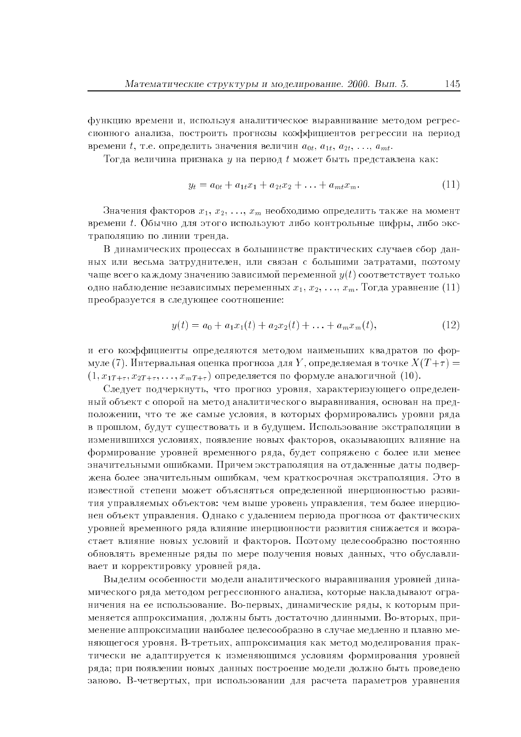функцию времени и, используя аналитическое выравнивание методом регрессионного анализа, построить прогнозы коэффициентов регрессии на период времени $t$, т.е. определить значения величин $a_{0t}$, $a_{1t}$, $a_{2t}$, ..., $a_{mt}$.

Тогда величина признака $y$ на период $t$ может быть представлена как:

$$y_t = a_{0t} + a_{1t}x_1 + a_{2t}x_2 + \ldots + a_{mt}x_m. \tag{11}$$

Значения факторов $x_1$, $x_2$, ..., $x_m$ необходимо определить также на момент времени $t$. Обычно для этого используют либо контрольные цифры, либо экстраполяцию по линии тренда.

В динамических процессах в большинстве практических случаев сбор данных или весьма затруднителен, или связан с большими затратами, поэтому чаще всего каждому значению зависимой переменной $y(t)$ соответствует только одно наблюдение независимых переменных $x_1$, $x_2$, ..., $x_m$. Тогда уравнение (11) преобразуется в следующее соотношение:

$$y(t) = a_0 + a_1x_1(t) + a_2x_2(t) + \ldots + a_mx_m(t), \tag{12}$$

и его коэффициенты определяются методом наименьших квадратов по формуле (7). Интервальная оценка прогноза для $Y$, определяемая в точке $X(T+\tau) = (1, x_{1T+\tau}, x_{2T+\tau}, \ldots, x_{mT+\tau})$ определяется по формуле аналогичной (10).

Следует подчеркнуть, что прогноз уровня, характеризующего определенный объект с опорой на метод аналитического выравнивания, основан на предположении, что те же самые условия, в которых формировались уровни ряда в прошлом, будут существовать и в будущем. Использование экстраполяции в изменившихся условиях, появление новых факторов, оказывающих влияние на формирование уровней временного ряда, будет сопряжено с более или менее значительными ошибками. Причем экстраполяция на отдаленные даты подвержена более значительным ошибкам, чем краткосрочная экстраполяция. Это в известной степени может объясняться определенной инерционностью развития управляемых объектов: чем выше уровень управления, тем более инерционен объект управления. Однако с удалением периода прогноза от фактических уровней временного ряда влияние инерционности развития снижается и возрастает влияние новых условий и факторов. Поэтому целесообразно постоянно обновлять временные ряды по мере получения новых данных, что обуславливает и корректировку уровней ряда.

Выделим особенности модели аналитического выравнивания уровней динамического ряда методом регрессионного анализа, которые накладывают ограничения на ее использование. Во-первых, динамические ряды, к которым применяется аппроксимация, должны быть достаточно длинными. Во-вторых, применение аппроксимации наиболее целесообразно в случае медленно и плавно меняющегося уровня. В-третьих, аппроксимация как метод моделирования практически не адаптируется к изменяющимся условиям формирования уровней ряда; при появлении новых данных построение модели должно быть проведено заново. В-четвертых, при использовании для расчета параметров уравнения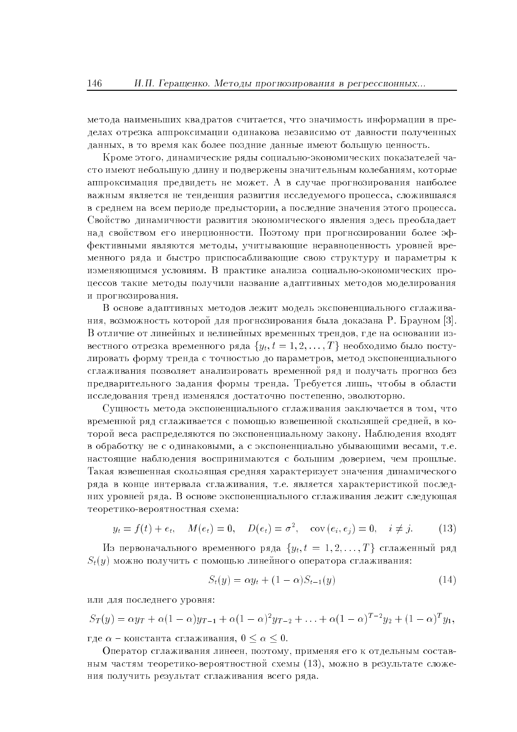метода наименьших квадратов считается, что значимость информации в пределах отрезка аппроксимации одинакова независимо от давности полученных данных, в то время как более поздние данные имеют большую ценность.

Кроме этого, динамические ряды социально-экономических показателей часто имеют небольшую длину и подвержены значительным колебаниям, которые аппроксимация предвидеть не может. А в случае прогнозирования наиболее важным является не тенденция развития исследуемого процесса, сложившаяся в среднем на всем периоде предыстории, а последние значения этого процесса. Свойство динамичности развития экономического явления здесь преобладает над свойством его инерционности. Поэтому при прогнозировании более эффективными являются методы, учитывающие неравноценность уровней временного ряда и быстро приспосабливающие свою структуру и параметры к изменяющимся условиям. В практике анализа социально-экономических процессов такие методы получили название адаптивных методов моделирования и прогнозирования.

В основе адаптивных методов лежит модель экспоненциального сглаживания, возможность которой для прогнозирования была доказана Р. Брауном [3]. В отличие от линейных и нелинейных временных трендов, где на основании известного отрезка временного ряда $\{y_t, t = 1, 2, \ldots, T\}$ необходимо было постулировать форму тренда с точностью до параметров, метод экспоненциального сглаживания позволяет анализировать временной ряд и получать прогноз без предварительного задания формы тренда. Требуется лишь, чтобы в области исследования тренд изменялся достаточно постепенно, эволюторно.

Сущность метода экспоненциального сглаживания заключается в том, что временной ряд сглаживается с помощью взвешенной скользящей средней, в которой веса распределяются по экспоненциальному закону. Наблюдения входят в обработку не с одинаковыми, а с экспоненциально убывающими весами, т.е. настоящие наблюдения воспринимаются с большим доверием, чем прошлые. Такая взвешенная скользящая средняя характеризует значения динамического ряда в конце интервала сглаживания, т.е. является характеристикой последних уровней ряда. В основе экспоненциального сглаживания лежит следующая теоретико-вероятностная схема:

$$y_t = f(t) + e_t, \quad M(e_t) = 0, \quad D(e_t) = \sigma^2, \quad \mathrm{cov}\,(e_i, e_j) = 0, \quad i \neq j. \tag{13}$$

Из первоначального временного ряда $\{y_t, t = 1, 2, \ldots, T\}$ сглаженный ряд $S_t(y)$ можно получить с помощью линейного оператора сглаживания:

$$S_t(y) = \alpha y_t + (1 - \alpha) S_{t-1}(y) \tag{14}$$

или для последнего уровня:

$$S_T(y) = \alpha y_T + \alpha(1-\alpha) y_{T-1} + \alpha(1-\alpha)^2 y_{T-2} + \ldots + \alpha(1-\alpha)^{T-2} y_2 + (1-\alpha)^T y_1,$$

где $\alpha$ – константа сглаживания, $0 \leq \alpha \leq 0$.

Оператор сглаживания линеен, поэтому, применяя его к отдельным составным частям теоретико-вероятностной схемы (13), можно в результате сложения получить результат сглаживания всего ряда.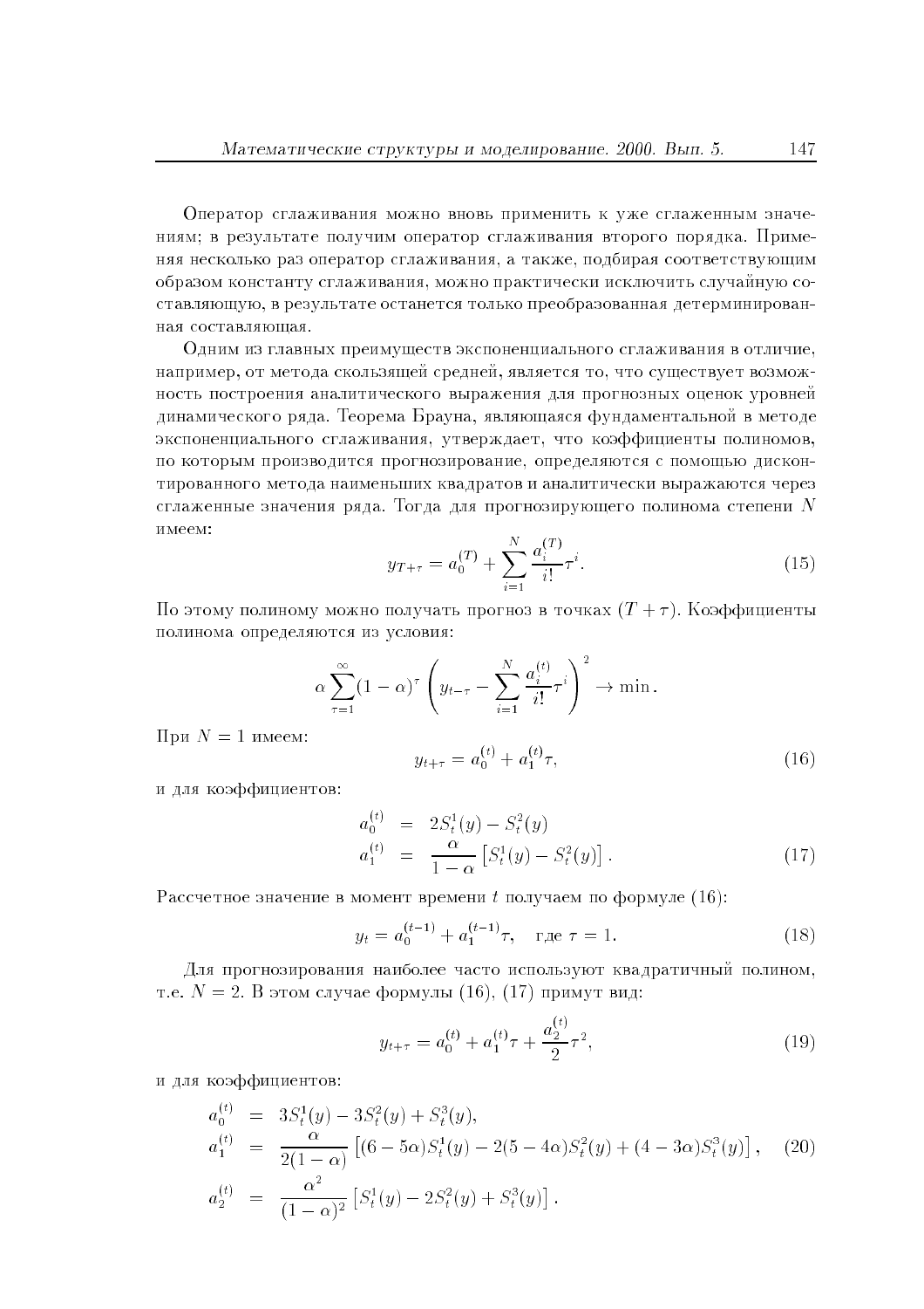Оператор сглаживания можно вновь применить к уже сглаженным значениям; в результате получим оператор сглаживания второго порядка. Применяя несколько раз оператор сглаживания, а также, подбирая соответствующим образом константу сглаживания, можно практически исключить случайную составляющую, в результате останется только преобразованная детерминированная составляющая.

Одним из главных преимуществ экспоненциального сглаживания в отличие, например, от метода скользящей средней, является то, что существует возможность построения аналитического выражения для прогнозных оценок уровней динамического ряда. Теорема Брауна, являющаяся фундаментальной в методе экспоненциального сглаживания, утверждает, что коэффициенты полиномов, по которым производится прогнозирование, определяются с помощью дисконтированного метода наименьших квадратов и аналитически выражаются через сглаженные значения ряда. Тогда для прогнозирующего полинома степени $N$ имеем:

$$y_{T+\tau} = a_0^{(T)} + \sum_{i=1}^{N} \frac{a_i^{(T)}}{i!}\tau^i. \qquad (15)$$

По этому полиному можно получать прогноз в точках $(T+\tau)$. Коэффициенты полинома определяются из условия:

$$\alpha \sum_{\tau=1}^{\infty} (1-\alpha)^{\tau} \left( y_{t-\tau} - \sum_{i=1}^{N} \frac{a_i^{(t)}}{i!}\tau^i \right)^2 \to \min .$$

При $N = 1$ имеем:

$$y_{t+\tau} = a_0^{(t)} + a_1^{(t)}\tau, \qquad (16)$$

и для коэффициентов:

$$\begin{aligned} a_0^{(t)} &= 2S_t^1(y) - S_t^2(y) \\ a_1^{(t)} &= \frac{\alpha}{1-\alpha}\left[S_t^1(y) - S_t^2(y)\right]. \end{aligned} \qquad (17)$$

Рассчетное значение в момент времени $t$ получаем по формуле (16):

$$y_t = a_0^{(t-1)} + a_1^{(t-1)}\tau, \quad \text{где } \tau = 1. \qquad (18)$$

Для прогнозирования наиболее часто используют квадратичный полином, т.е. $N = 2$. В этом случае формулы (16), (17) примут вид:

$$y_{t+\tau} = a_0^{(t)} + a_1^{(t)}\tau + \frac{a_2^{(t)}}{2}\tau^2, \qquad (19)$$

и для коэффициентов:

$$\begin{aligned} a_0^{(t)} &= 3S_t^1(y) - 3S_t^2(y) + S_t^3(y), \\ a_1^{(t)} &= \frac{\alpha}{2(1-\alpha)}\left[(6-5\alpha)S_t^1(y) - 2(5-4\alpha)S_t^2(y) + (4-3\alpha)S_t^3(y)\right], \\ a_2^{(t)} &= \frac{\alpha^2}{(1-\alpha)^2}\left[S_t^1(y) - 2S_t^2(y) + S_t^3(y)\right]. \end{aligned} \qquad (20)$$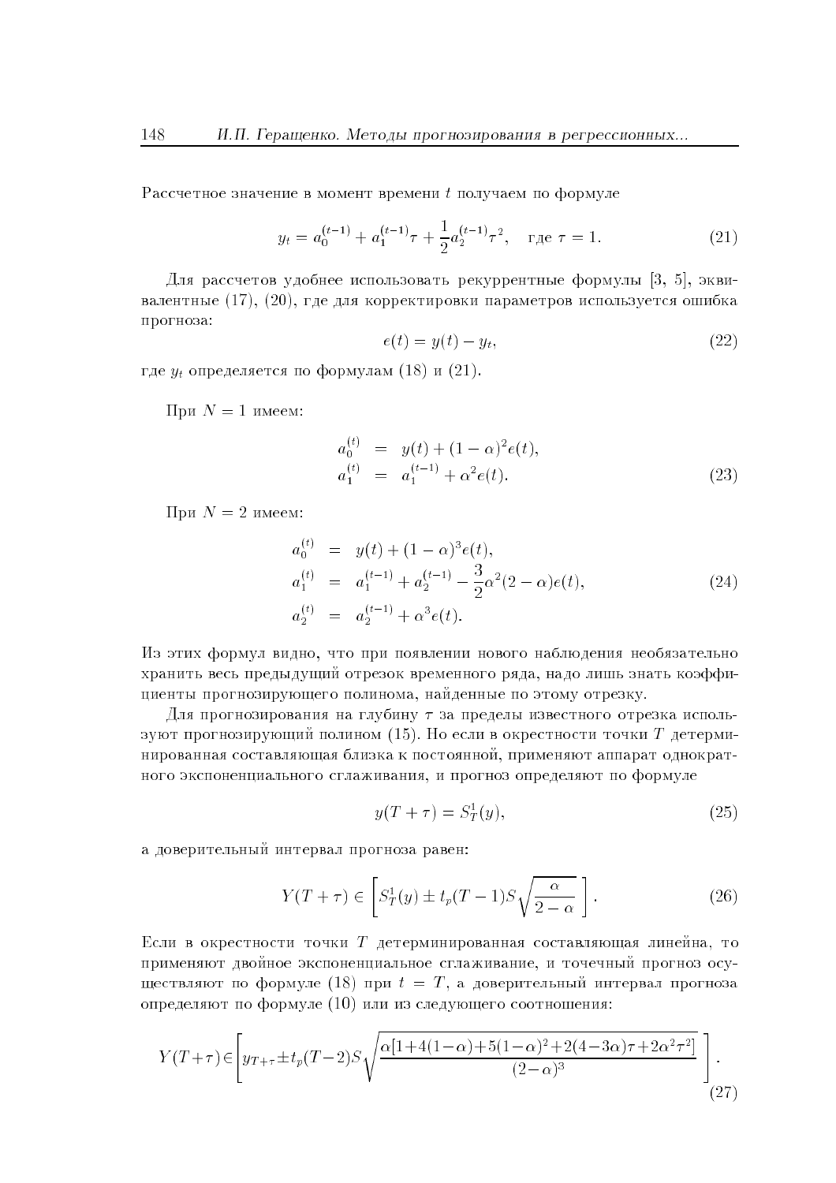Рассчетное значение в момент времени $t$ получаем по формуле

$$y_t = a_0^{(t-1)} + a_1^{(t-1)}\tau + \frac{1}{2}a_2^{(t-1)}\tau^2, \quad \text{где } \tau = 1. \tag{21}$$

Для рассчетов удобнее использовать рекуррентные формулы [3, 5], эквивалентные (17), (20), где для корректировки параметров используется ошибка прогноза:

$$e(t) = y(t) - y_t, \tag{22}$$

где $y_t$ определяется по формулам (18) и (21).

При $N = 1$ имеем:

$$\begin{aligned} a_0^{(t)} &= y(t) + (1-\alpha)^2 e(t), \\ a_1^{(t)} &= a_1^{(t-1)} + \alpha^2 e(t). \end{aligned} \tag{23}$$

При $N = 2$ имеем:

$$\begin{aligned} a_0^{(t)} &= y(t) + (1-\alpha)^3 e(t), \\ a_1^{(t)} &= a_1^{(t-1)} + a_2^{(t-1)} - \frac{3}{2}\alpha^2(2-\alpha)e(t), \\ a_2^{(t)} &= a_2^{(t-1)} + \alpha^3 e(t). \end{aligned} \tag{24}$$

Из этих формул видно, что при появлении нового наблюдения необязательно хранить весь предыдущий отрезок временного ряда, надо лишь знать коэффициенты прогнозирующего полинома, найденные по этому отрезку.

Для прогнозирования на глубину $\tau$ за пределы известного отрезка используют прогнозирующий полином (15). Но если в окрестности точки $T$ детерминированная составляющая близка к постоянной, применяют аппарат однократного экспоненциального сглаживания, и прогноз определяют по формуле

$$y(T+\tau) = S_T^1(y), \tag{25}$$

а доверительный интервал прогноза равен:

$$Y(T+\tau) \in \left[ S_T^1(y) \pm t_p(T-1) S \sqrt{\frac{\alpha}{2-\alpha}} \; \right]. \tag{26}$$

Если в окрестности точки $T$ детерминированная составляющая линейна, то применяют двойное экспоненциальное сглаживание, и точечный прогноз осуществляют по формуле (18) при $t = T$, а доверительный интервал прогноза определяют по формуле (10) или из следующего соотношения:

$$Y(T+\tau) \in \left[ y_{T+\tau} \pm t_p(T-2) S \sqrt{\frac{\alpha[1+4(1-\alpha)+5(1-\alpha)^2+2(4-3\alpha)\tau+2\alpha^2\tau^2]}{(2-\alpha)^3}} \; \right]. \tag{27}$$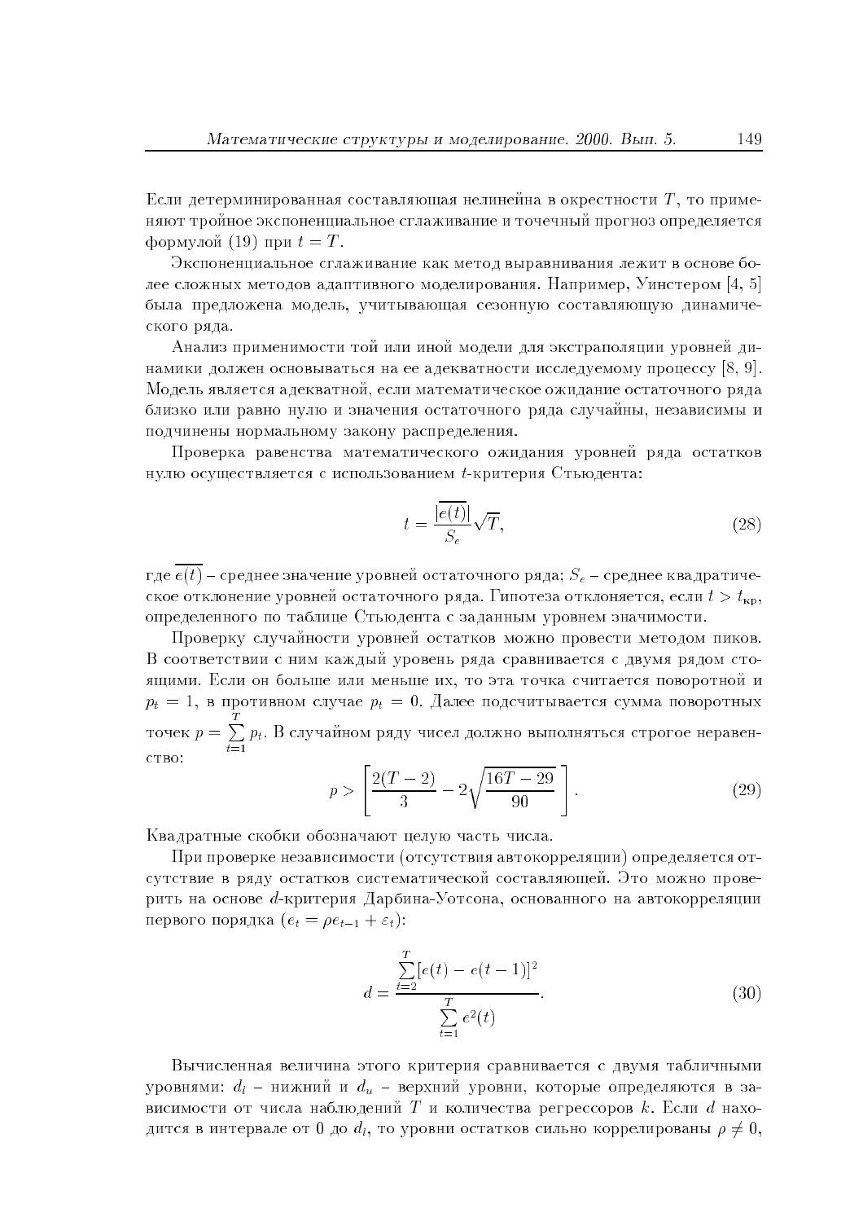Если детерминированная составляющая нелинейна в окрестности $T$, то применяют тройное экспоненциальное сглаживание и точечный прогноз определяется формулой (19) при $t = T$.

Экспоненциальное сглаживание как метод выравнивания лежит в основе более сложных методов адаптивного моделирования. Например, Уинстером [4, 5] была предложена модель, учитывающая сезонную составляющую динамического ряда.

Анализ применимости той или иной модели для экстраполяции уровней динамики должен основываться на ее адекватности исследуемому процессу [8, 9]. Модель является адекватной, если математическое ожидание остаточного ряда близко или равно нулю и значения остаточного ряда случайны, независимы и подчинены нормальному закону распределения.

Проверка равенства математического ожидания уровней ряда остатков нулю осуществляется с использованием $t$-критерия Стьюдента:

$$t = \frac{|\overline{e(t)}|}{S_e}\sqrt{T}, \tag{28}$$

где $\overline{e(t)}$ – среднее значение уровней остаточного ряда; $S_e$ – среднее квадратическое отклонение уровней остаточного ряда. Гипотеза отклоняется, если $t > t_{\text{кр}}$, определенного по таблице Стьюдента с заданным уровнем значимости.

Проверку случайности уровней остатков можно провести методом пиков. В соответствии с ним каждый уровень ряда сравнивается с двумя рядом стоящими. Если он больше или меньше их, то эта точка считается поворотной и $p_t = 1$, в противном случае $p_t = 0$. Далее подсчитывается сумма поворотных точек $p = \sum\limits_{t=1}^{T} p_t$. В случайном ряду чисел должно выполняться строгое неравенство:

$$p > \left[ \frac{2(T-2)}{3} - 2\sqrt{\frac{16T-29}{90}} \right]. \tag{29}$$

Квадратные скобки обозначают целую часть числа.

При проверке независимости (отсутствия автокорреляции) определяется отсутствие в ряду остатков систематической составляющей. Это можно проверить на основе $d$-критерия Дарбина-Уотсона, основанного на автокорреляции первого порядка ($e_t = \rho e_{t-1} + \varepsilon_t$):

$$d = \frac{\sum\limits_{t=2}^{T} [e(t) - e(t-1)]^2}{\sum\limits_{t=1}^{T} e^2(t)}. \tag{30}$$

Вычисленная величина этого критерия сравнивается с двумя табличными уровнями: $d_l$ – нижний и $d_u$ – верхний уровни, которые определяются в зависимости от числа наблюдений $T$ и количества регрессоров $k$. Если $d$ находится в интервале от 0 до $d_l$, то уровни остатков сильно коррелированы $\rho \neq 0$,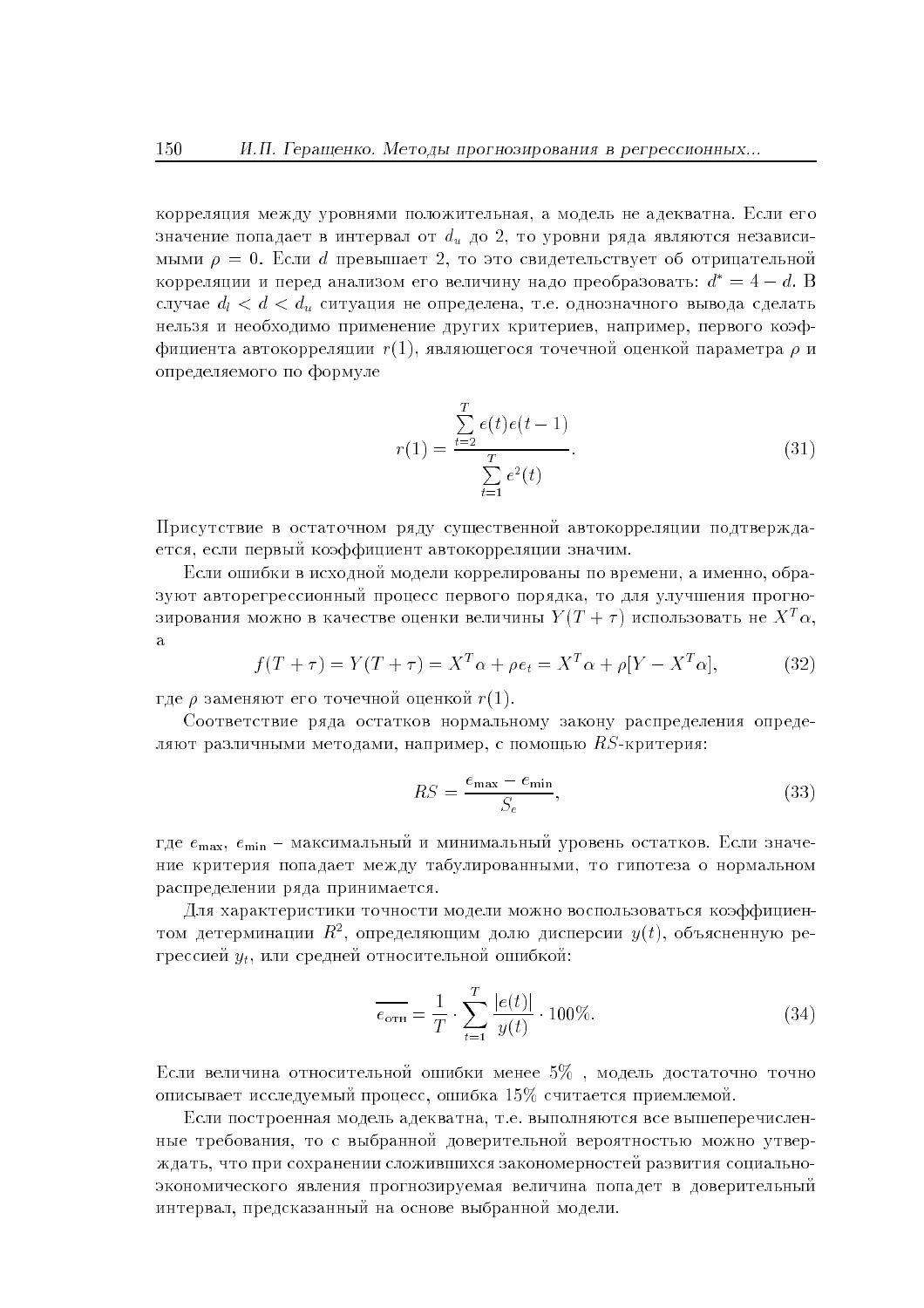корреляция между уровнями положительная, а модель не адекватна. Если его значение попадает в интервал от $d_u$ до 2, то уровни ряда являются независимыми $\rho = 0$. Если $d$ превышает 2, то это свидетельствует об отрицательной корреляции и перед анализом его величину надо преобразовать: $d^* = 4 - d$. В случае $d_l < d < d_u$ ситуация не определена, т.е. однозначного вывода сделать нельзя и необходимо применение других критериев, например, первого коэффициента автокорреляции $r(1)$, являющегося точечной оценкой параметра $\rho$ и определяемого по формуле

$$r(1) = \frac{\sum\limits_{t=2}^{T} e(t)e(t-1)}{\sum\limits_{t=1}^{T} e^2(t)}. \tag{31}$$

Присутствие в остаточном ряду существенной автокорреляции подтверждается, если первый коэффициент автокорреляции значим.

Если ошибки в исходной модели коррелированы по времени, а именно, образуют авторегрессионный процесс первого порядка, то для улучшения прогнозирования можно в качестве оценки величины $Y(T+\tau)$ использовать не $X^T\alpha$, а

$$f(T+\tau) = Y(T+\tau) = X^T\alpha + \rho e_t = X^T\alpha + \rho[Y - X^T\alpha], \tag{32}$$

где $\rho$ заменяют его точечной оценкой $r(1)$.

Соответствие ряда остатков нормальному закону распределения определяют различными методами, например, с помощью $RS$-критерия:

$$RS = \frac{e_{\max} - e_{\min}}{S_e}, \tag{33}$$

где $e_{\max}$, $e_{\min}$ – максимальный и минимальный уровень остатков. Если значение критерия попадает между табулированными, то гипотеза о нормальном распределении ряда принимается.

Для характеристики точности модели можно воспользоваться коэффициентом детерминации $R^2$, определяющим долю дисперсии $y(t)$, объясненную регрессией $y_t$, или средней относительной ошибкой:

$$\overline{e_{\text{отн}}} = \frac{1}{T} \cdot \sum_{t=1}^{T} \frac{|e(t)|}{y(t)} \cdot 100\%. \tag{34}$$

Если величина относительной ошибки менее 5% , модель достаточно точно описывает исследуемый процесс, ошибка 15% считается приемлемой.

Если построенная модель адекватна, т.е. выполняются все вышеперечисленные требования, то с выбранной доверительной вероятностью можно утверждать, что при сохранении сложившихся закономерностей развития социально-экономического явления прогнозируемая величина попадет в доверительный интервал, предсказанный на основе выбранной модели.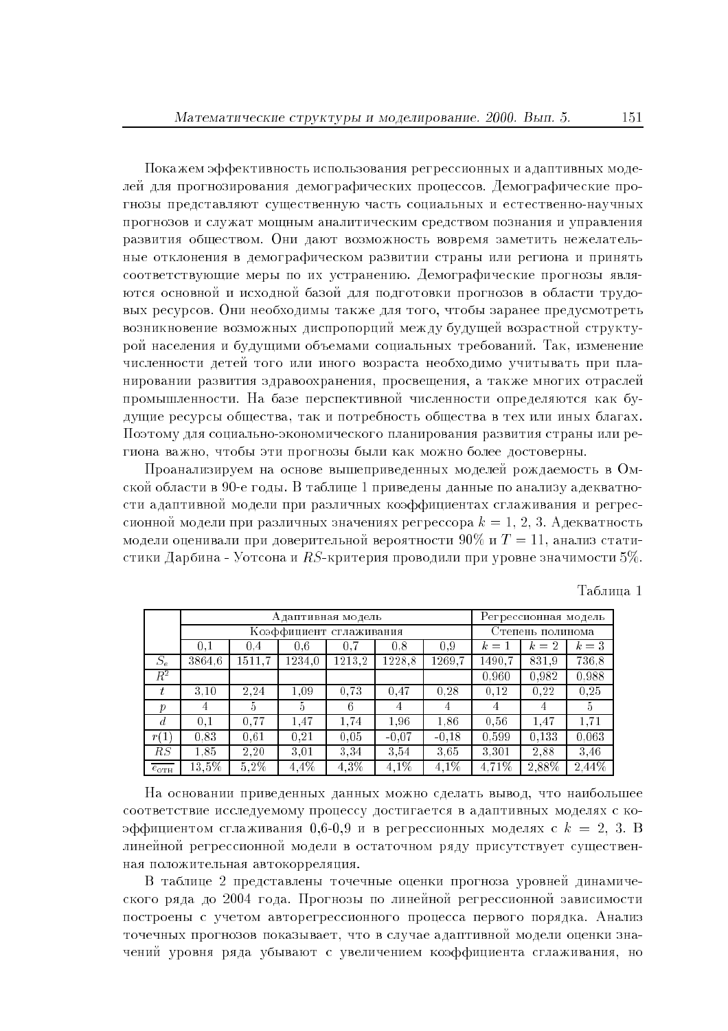Покажем эффективность использования регрессионных и адаптивных моделей для прогнозирования демографических процессов. Демографические прогнозы представляют существенную часть социальных и естественно-научных прогнозов и служат мощным аналитическим средством познания и управления развития обществом. Они дают возможность вовремя заметить нежелательные отклонения в демографическом развитии страны или региона и принять соответствующие меры по их устранению. Демографические прогнозы являются основной и исходной базой для подготовки прогнозов в области трудовых ресурсов. Они необходимы также для того, чтобы заранее предусмотреть возникновение возможных диспропорций между будущей возрастной структурой населения и будущими объемами социальных требований. Так, изменение численности детей того или иного возраста необходимо учитывать при планировании развития здравоохранения, просвещения, а также многих отраслей промышленности. На базе перспективной численности определяются как будущие ресурсы общества, так и потребность общества в тех или иных благах. Поэтому для социально-экономического планирования развития страны или региона важно, чтобы эти прогнозы были как можно более достоверны.

Проанализируем на основе вышеприведенных моделей рождаемость в Омской области в 90-е годы. В таблице 1 приведены данные по анализу адекватности адаптивной модели при различных коэффициентах сглаживания и регрессионной модели при различных значениях регрессора $k = 1, 2, 3$. Адекватность модели оценивали при доверительной вероятности 90% и $T = 11$, анализ статистики Дарбина - Уотсона и $RS$-критерия проводили при уровне значимости 5%.

Таблица 1

| | Адаптивная модель | | | | | | Регрессионная модель | | |
|---|---|---|---|---|---|---|---|---|---|
| | Коэффициент сглаживания | | | | | | Степень полинома | | |
| | 0,1 | 0,4 | 0,6 | 0,7 | 0,8 | 0,9 | $k = 1$ | $k = 2$ | $k = 3$ |
| $S_e$ | 3864,6 | 1511,7 | 1234,0 | 1213,2 | 1228,8 | 1269,7 | 1490,7 | 831,9 | 736,8 |
| $R^2$ | | | | | | | 0,960 | 0,982 | 0,988 |
| $t$ | 3,10 | 2,24 | 1,09 | 0,73 | 0,47 | 0,28 | 0,12 | 0,22 | 0,25 |
| $p$ | 4 | 5 | 5 | 6 | 4 | 4 | 4 | 4 | 5 |
| $d$ | 0,1 | 0,77 | 1,47 | 1,74 | 1,96 | 1,86 | 0,56 | 1,47 | 1,71 |
| $r(1)$ | 0,83 | 0,61 | 0,21 | 0,05 | -0,07 | -0,18 | 0,599 | 0,133 | 0,063 |
| $RS$ | 1,85 | 2,20 | 3,01 | 3,34 | 3,54 | 3,65 | 3,301 | 2,88 | 3,46 |
| $\overline{e_{\text{отн}}}$ | 13,5% | 5,2% | 4,4% | 4,3% | 4,1% | 4,1% | 4,71% | 2,88% | 2,44% |

На основании приведенных данных можно сделать вывод, что наибольшее соответствие исследуемому процессу достигается в адаптивных моделях с коэффициентом сглаживания 0,6-0,9 и в регрессионных моделях с $k = 2, 3$. В линейной регрессионной модели в остаточном ряду присутствует существенная положительная автокорреляция.

В таблице 2 представлены точечные оценки прогноза уровней динамического ряда до 2004 года. Прогнозы по линейной регрессионной зависимости построены с учетом авторегрессионного процесса первого порядка. Анализ точечных прогнозов показывает, что в случае адаптивной модели оценки значений уровня ряда убывают с увеличением коэффициента сглаживания, но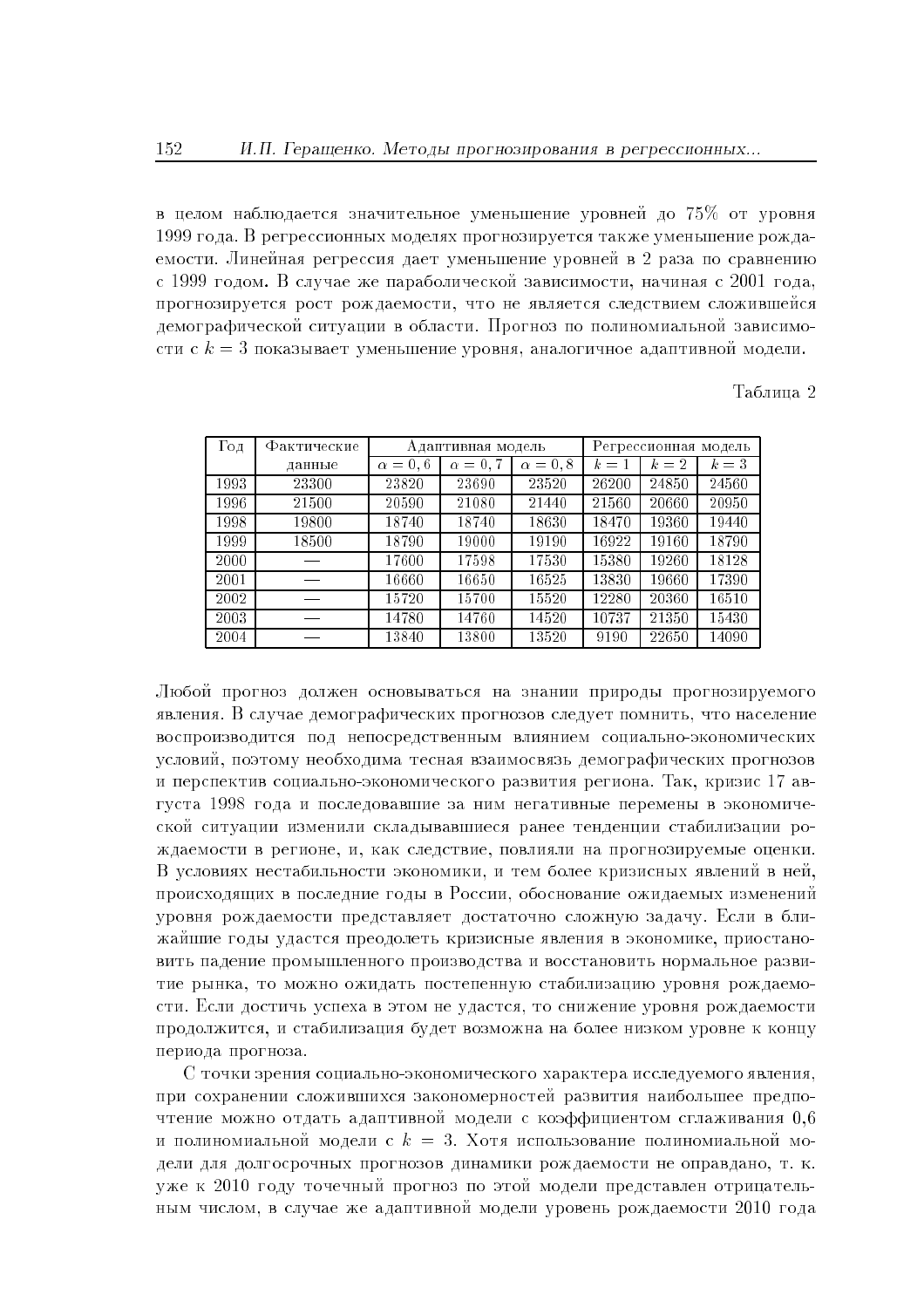в целом наблюдается значительное уменьшение уровней до 75% от уровня 1999 года. В регрессионных моделях прогнозируется также уменьшение рождаемости. Линейная регрессия дает уменьшение уровней в 2 раза по сравнению с 1999 годом. В случае же параболической зависимости, начиная с 2001 года, прогнозируется рост рождаемости, что не является следствием сложившейся демографической ситуации в области. Прогноз по полиномиальной зависимости с $k = 3$ показывает уменьшение уровня, аналогичное адаптивной модели.

Таблица 2

| Год | Фактические данные | Адаптивная модель | | | Регрессионная модель | | |
|---|---|---|---|---|---|---|---|
| | | $\alpha = 0,6$ | $\alpha = 0,7$ | $\alpha = 0,8$ | $k = 1$ | $k = 2$ | $k = 3$ |
| 1993 | 23300 | 23820 | 23690 | 23520 | 26200 | 24850 | 24560 |
| 1996 | 21500 | 20590 | 21080 | 21440 | 21560 | 20660 | 20950 |
| 1998 | 19800 | 18740 | 18740 | 18630 | 18470 | 19360 | 19440 |
| 1999 | 18500 | 18790 | 19000 | 19190 | 16922 | 19160 | 18790 |
| 2000 | — | 17600 | 17598 | 17530 | 15380 | 19260 | 18128 |
| 2001 | — | 16660 | 16650 | 16525 | 13830 | 19660 | 17390 |
| 2002 | — | 15720 | 15700 | 15520 | 12280 | 20360 | 16510 |
| 2003 | — | 14780 | 14760 | 14520 | 10737 | 21350 | 15430 |
| 2004 | — | 13840 | 13800 | 13520 | 9190 | 22650 | 14090 |

Любой прогноз должен основываться на знании природы прогнозируемого явления. В случае демографических прогнозов следует помнить, что население воспроизводится под непосредственным влиянием социально-экономических условий, поэтому необходима тесная взаимосвязь демографических прогнозов и перспектив социально-экономического развития региона. Так, кризис 17 августа 1998 года и последовавшие за ним негативные перемены в экономической ситуации изменили складывавшиеся ранее тенденции стабилизации рождаемости в регионе, и, как следствие, повлияли на прогнозируемые оценки. В условиях нестабильности экономики, и тем более кризисных явлений в ней, происходящих в последние годы в России, обоснование ожидаемых изменений уровня рождаемости представляет достаточно сложную задачу. Если в ближайшие годы удастся преодолеть кризисные явления в экономике, приостановить падение промышленного производства и восстановить нормальное развитие рынка, то можно ожидать постепенную стабилизацию уровня рождаемости. Если достичь успеха в этом не удастся, то снижение уровня рождаемости продолжится, и стабилизация будет возможна на более низком уровне к концу периода прогноза.

С точки зрения социально-экономического характера исследуемого явления, при сохранении сложившихся закономерностей развития наибольшее предпочтение можно отдать адаптивной модели с коэффициентом сглаживания 0,6 и полиномиальной модели с $k = 3$. Хотя использование полиномиальной модели для долгосрочных прогнозов динамики рождаемости не оправдано, т. к. уже к 2010 году точечный прогноз по этой модели представлен отрицательным числом, в случае же адаптивной модели уровень рождаемости 2010 года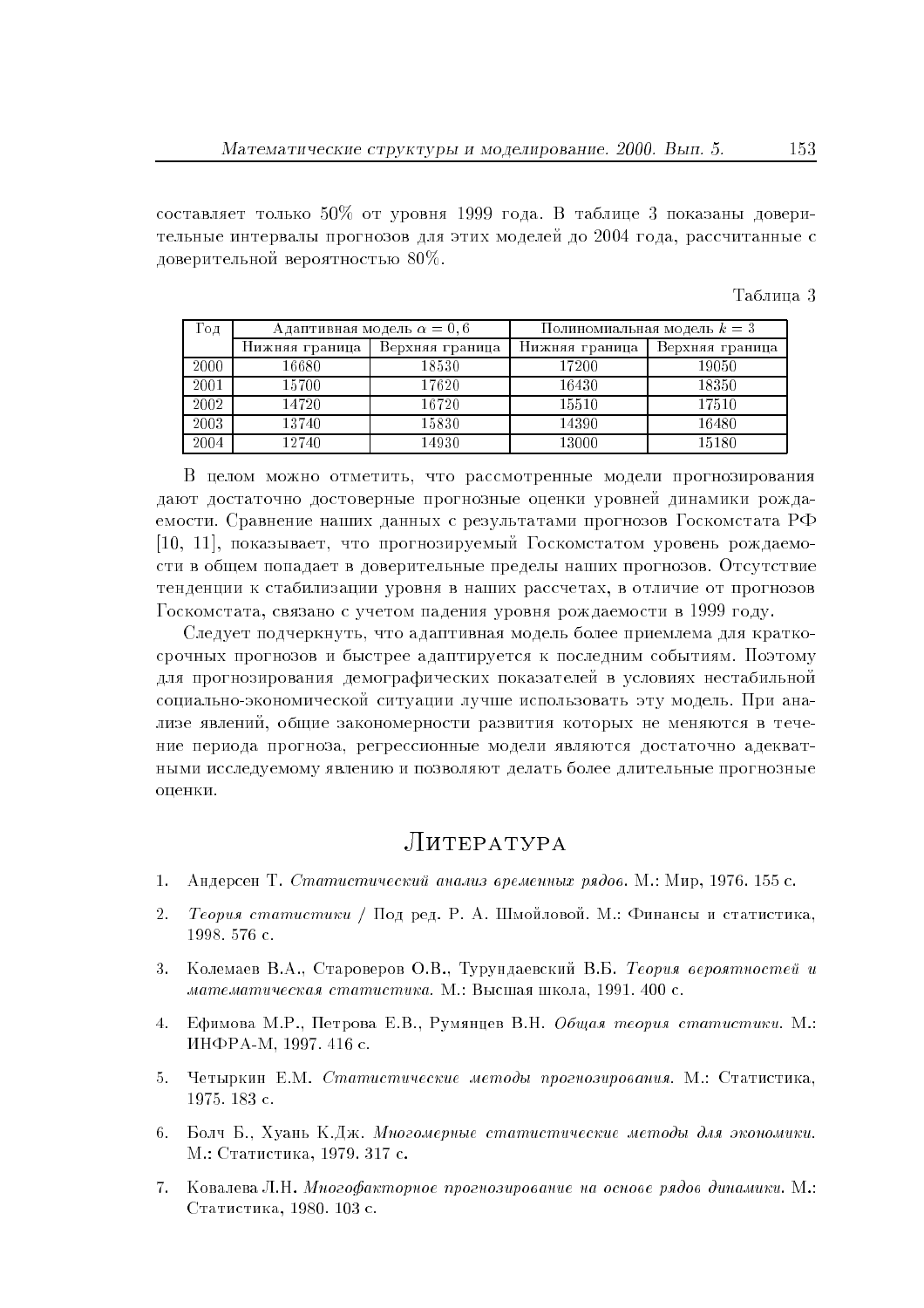составляет только 50% от уровня 1999 года. В таблице 3 показаны доверительные интервалы прогнозов для этих моделей до 2004 года, рассчитанные с доверительной вероятностью 80%.

Таблица 3

| Год | Адаптивная модель $\alpha = 0,6$ | | Полиномиальная модель $k = 3$ | |
|---|---|---|---|---|
| | Нижняя граница | Верхняя граница | Нижняя граница | Верхняя граница |
| 2000 | 16680 | 18530 | 17200 | 19050 |
| 2001 | 15700 | 17620 | 16430 | 18350 |
| 2002 | 14720 | 16720 | 15510 | 17510 |
| 2003 | 13740 | 15830 | 14390 | 16480 |
| 2004 | 12740 | 14930 | 13000 | 15180 |

В целом можно отметить, что рассмотренные модели прогнозирования дают достаточно достоверные прогнозные оценки уровней динамики рождаемости. Сравнение наших данных с результатами прогнозов Госкомстата РФ [10, 11], показывает, что прогнозируемый Госкомстатом уровень рождаемости в общем попадает в доверительные пределы наших прогнозов. Отсутствие тенденции к стабилизации уровня в наших рассчетах, в отличие от прогнозов Госкомстата, связано с учетом падения уровня рождаемости в 1999 году.

Следует подчеркнуть, что адаптивная модель более приемлема для краткосрочных прогнозов и быстрее адаптируется к последним событиям. Поэтому для прогнозирования демографических показателей в условиях нестабильной социально-экономической ситуации лучше использовать эту модель. При анализе явлений, общие закономерности развития которых не меняются в течение периода прогноза, регрессионные модели являются достаточно адекватными исследуемому явлению и позволяют делать более длительные прогнозные оценки.

## Литература

1. Андерсен Т. *Статистический анализ временных рядов.* М.: Мир, 1976. 155 с.
2. *Теория статистики* / Под ред. Р. А. Шмойловой. М.: Финансы и статистика, 1998. 576 с.
3. Колемаев В.А., Староверов О.В., Турундаевский В.Б. *Теория вероятностей и математическая статистика.* М.: Высшая школа, 1991. 400 с.
4. Ефимова М.Р., Петрова Е.В., Румянцев В.Н. *Общая теория статистики.* М.: ИНФРА-М, 1997. 416 с.
5. Четыркин Е.М. *Статистические методы прогнозирования.* М.: Статистика, 1975. 183 с.
6. Болч Б., Хуань К.Дж. *Многомерные статистические методы для экономики.* М.: Статистика, 1979. 317 с.
7. Ковалева Л.Н. *Многофакторное прогнозирование на основе рядов динамики.* М.: Статистика, 1980. 103 с.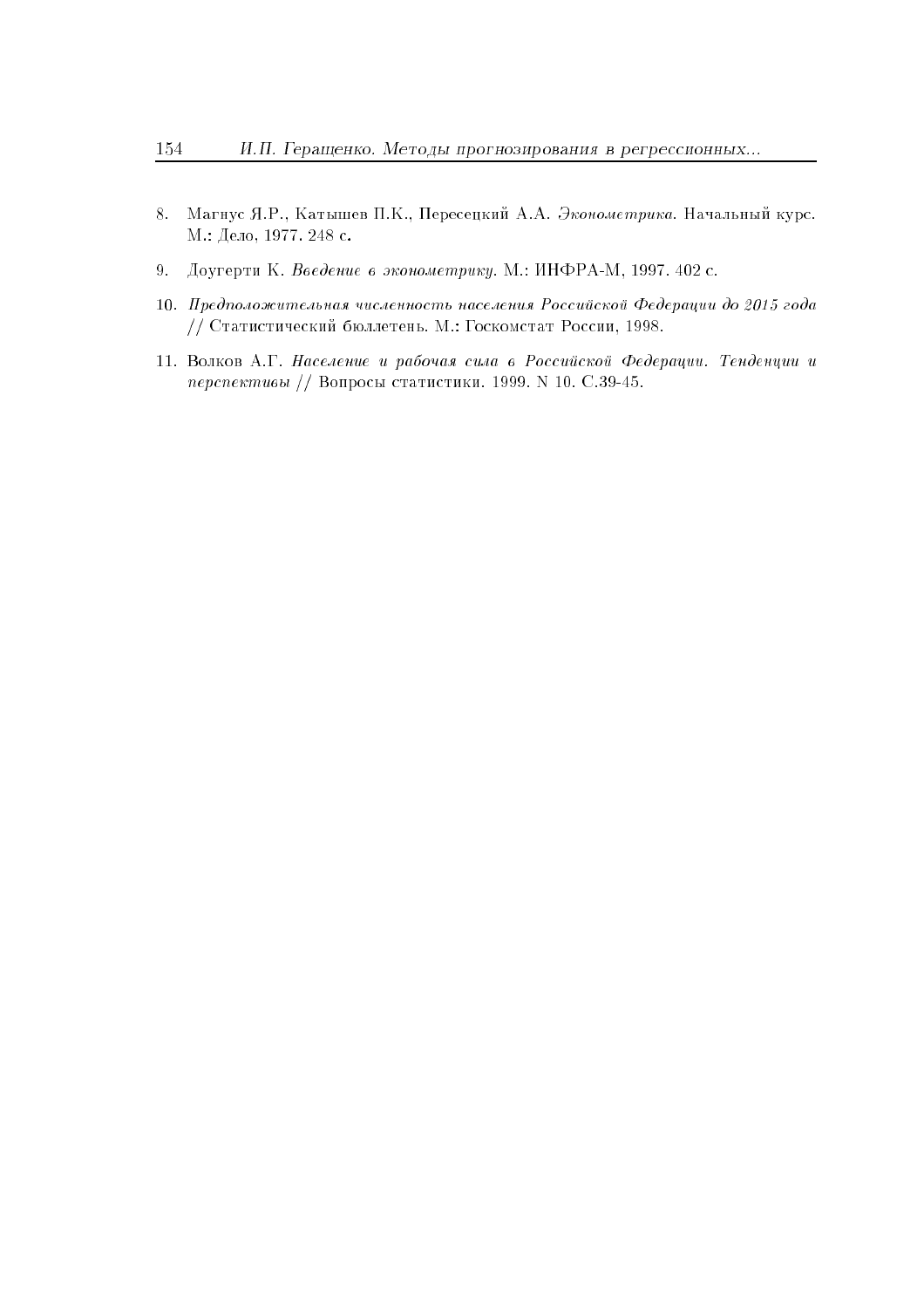8. Магнус Я.Р., Катышев П.К., Пересецкий А.А. *Эконометрика.* Начальный курс. М.: Дело, 1977. 248 с.

9. Доугерти К. *Введение в эконометрику.* М.: ИНФРА-М, 1997. 402 с.

10. *Предположительная численность населения Российской Федерации до 2015 года* // Статистический бюллетень. М.: Госкомстат России, 1998.

11. Волков А.Г. *Население и рабочая сила в Российской Федерации. Тенденции и перспективы* // Вопросы статистики. 1999. N 10. С.39-45.